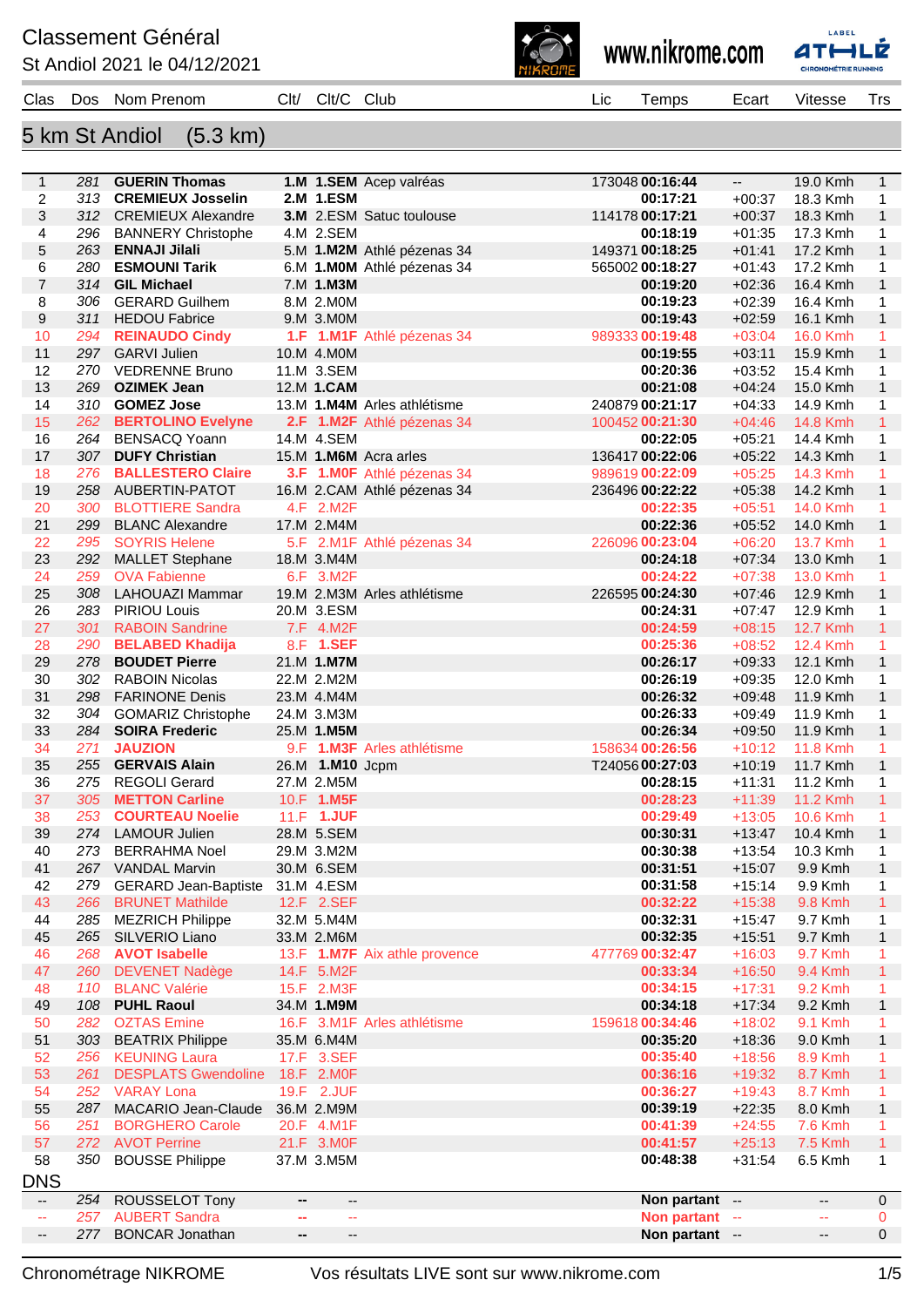# Classement Général

St Andiol 2021 le 04/12/2021

www.nikrome.com

## 5 km St Andiol (5.3 km)

| Clas | Dos | Nom Prenom | Clt/ | Clt/C | Club | Lic | Temps | Ecart | Vitesse | Trs |
|---|---|---|---|---|---|---|---|---|---|---|
| 1 | 281 | **GUERIN Thomas** | **1.M** | **1.SEM** | Acep valréas | 173048 | **00:16:44** | -- | 19.0 Kmh | 1 |
| 2 | 313 | **CREMIEUX Josselin** | **2.M** | **1.ESM** | | | **00:17:21** | +00:37 | 18.3 Kmh | 1 |
| 3 | 312 | CREMIEUX Alexandre | **3.M** | 2.ESM | Satuc toulouse | 114178 | **00:17:21** | +00:37 | 18.3 Kmh | 1 |
| 4 | 296 | BANNERY Christophe | 4.M | 2.SEM | | | **00:18:19** | +01:35 | 17.3 Kmh | 1 |
| 5 | 263 | **ENNAJI Jilali** | 5.M | **1.M2M** | Athlé pézenas 34 | 149371 | **00:18:25** | +01:41 | 17.2 Kmh | 1 |
| 6 | 280 | **ESMOUNI Tarik** | 6.M | **1.M0M** | Athlé pézenas 34 | 565002 | **00:18:27** | +01:43 | 17.2 Kmh | 1 |
| 7 | 314 | **GIL Michael** | 7.M | **1.M3M** | | | **00:19:20** | +02:36 | 16.4 Kmh | 1 |
| 8 | 306 | GERARD Guilhem | 8.M | 2.M0M | | | **00:19:23** | +02:39 | 16.4 Kmh | 1 |
| 9 | 311 | HEDOU Fabrice | 9.M | 3.M0M | | | **00:19:43** | +02:59 | 16.1 Kmh | 1 |
| 10 | 294 | **REINAUDO Cindy** | **1.F** | **1.M1F** | Athlé pézenas 34 | 989333 | **00:19:48** | +03:04 | 16.0 Kmh | 1 |
| 11 | 297 | GARVI Julien | 10.M | 4.M0M | | | **00:19:55** | +03:11 | 15.9 Kmh | 1 |
| 12 | 270 | VEDRENNE Bruno | 11.M | 3.SEM | | | **00:20:36** | +03:52 | 15.4 Kmh | 1 |
| 13 | 269 | **OZIMEK Jean** | 12.M | **1.CAM** | | | **00:21:08** | +04:24 | 15.0 Kmh | 1 |
| 14 | 310 | **GOMEZ Jose** | 13.M | **1.M4M** | Arles athlétisme | 240879 | **00:21:17** | +04:33 | 14.9 Kmh | 1 |
| 15 | 262 | **BERTOLINO Evelyne** | **2.F** | **1.M2F** | Athlé pézenas 34 | 100452 | **00:21:30** | +04:46 | 14.8 Kmh | 1 |
| 16 | 264 | BENSACQ Yoann | 14.M | 4.SEM | | | **00:22:05** | +05:21 | 14.4 Kmh | 1 |
| 17 | 307 | **DUFY Christian** | 15.M | **1.M6M** | Acra arles | 136417 | **00:22:06** | +05:22 | 14.3 Kmh | 1 |
| 18 | 276 | **BALLESTERO Claire** | **3.F** | **1.M0F** | Athlé pézenas 34 | 989619 | **00:22:09** | +05:25 | 14.3 Kmh | 1 |
| 19 | 258 | AUBERTIN-PATOT | 16.M | 2.CAM | Athlé pézenas 34 | 236496 | **00:22:22** | +05:38 | 14.2 Kmh | 1 |
| 20 | 300 | BLOTTIERE Sandra | 4.F | 2.M2F | | | **00:22:35** | +05:51 | 14.0 Kmh | 1 |
| 21 | 299 | BLANC Alexandre | 17.M | 2.M4M | | | **00:22:36** | +05:52 | 14.0 Kmh | 1 |
| 22 | 295 | SOYRIS Helene | 5.F | 2.M1F | Athlé pézenas 34 | 226096 | **00:23:04** | +06:20 | 13.7 Kmh | 1 |
| 23 | 292 | MALLET Stephane | 18.M | 3.M4M | | | **00:24:18** | +07:34 | 13.0 Kmh | 1 |
| 24 | 259 | OVA Fabienne | 6.F | 3.M2F | | | **00:24:22** | +07:38 | 13.0 Kmh | 1 |
| 25 | 308 | LAHOUAZI Mammar | 19.M | 2.M3M | Arles athlétisme | 226595 | **00:24:30** | +07:46 | 12.9 Kmh | 1 |
| 26 | 283 | PIRIOU Louis | 20.M | 3.ESM | | | **00:24:31** | +07:47 | 12.9 Kmh | 1 |
| 27 | 301 | RABOIN Sandrine | 7.F | 4.M2F | | | **00:24:59** | +08:15 | 12.7 Kmh | 1 |
| 28 | 290 | **BELABED Khadija** | 8.F | **1.SEF** | | | **00:25:36** | +08:52 | 12.4 Kmh | 1 |
| 29 | 278 | **BOUDET Pierre** | 21.M | **1.M7M** | | | **00:26:17** | +09:33 | 12.1 Kmh | 1 |
| 30 | 302 | RABOIN Nicolas | 22.M | 2.M2M | | | **00:26:19** | +09:35 | 12.0 Kmh | 1 |
| 31 | 298 | FARINONE Denis | 23.M | 4.M4M | | | **00:26:32** | +09:48 | 11.9 Kmh | 1 |
| 32 | 304 | GOMARIZ Christophe | 24.M | 3.M3M | | | **00:26:33** | +09:49 | 11.9 Kmh | 1 |
| 33 | 284 | **SOIRA Frederic** | 25.M | **1.M5M** | | | **00:26:34** | +09:50 | 11.9 Kmh | 1 |
| 34 | 271 | **JAUZION** | 9.F | **1.M3F** | Arles athlétisme | 158634 | **00:26:56** | +10:12 | 11.8 Kmh | 1 |
| 35 | 255 | **GERVAIS Alain** | 26.M | **1.M10** | Jcpm | T24056 | **00:27:03** | +10:19 | 11.7 Kmh | 1 |
| 36 | 275 | REGOLI Gerard | 27.M | 2.M5M | | | **00:28:15** | +11:31 | 11.2 Kmh | 1 |
| 37 | 305 | **METTON Carline** | 10.F | **1.M5F** | | | **00:28:23** | +11:39 | 11.2 Kmh | 1 |
| 38 | 253 | **COURTEAU Noelie** | 11.F | **1.JUF** | | | **00:29:49** | +13:05 | 10.6 Kmh | 1 |
| 39 | 274 | LAMOUR Julien | 28.M | 5.SEM | | | **00:30:31** | +13:47 | 10.4 Kmh | 1 |
| 40 | 273 | BERRAHMA Noel | 29.M | 3.M2M | | | **00:30:38** | +13:54 | 10.3 Kmh | 1 |
| 41 | 267 | VANDAL Marvin | 30.M | 6.SEM | | | **00:31:51** | +15:07 | 9.9 Kmh | 1 |
| 42 | 279 | GERARD Jean-Baptiste | 31.M | 4.ESM | | | **00:31:58** | +15:14 | 9.9 Kmh | 1 |
| 43 | 266 | BRUNET Mathilde | 12.F | 2.SEF | | | **00:32:22** | +15:38 | 9.8 Kmh | 1 |
| 44 | 285 | MEZRICH Philippe | 32.M | 5.M4M | | | **00:32:31** | +15:47 | 9.7 Kmh | 1 |
| 45 | 265 | SILVERIO Liano | 33.M | 2.M6M | | | **00:32:35** | +15:51 | 9.7 Kmh | 1 |
| 46 | 268 | **AVOT Isabelle** | 13.F | **1.M7F** | Aix athle provence | 477769 | **00:32:47** | +16:03 | 9.7 Kmh | 1 |
| 47 | 260 | DEVENET Nadège | 14.F | 5.M2F | | | **00:33:34** | +16:50 | 9.4 Kmh | 1 |
| 48 | 110 | BLANC Valérie | 15.F | 2.M3F | | | **00:34:15** | +17:31 | 9.2 Kmh | 1 |
| 49 | 108 | **PUHL Raoul** | 34.M | **1.M9M** | | | **00:34:18** | +17:34 | 9.2 Kmh | 1 |
| 50 | 282 | OZTAS Emine | 16.F | 3.M1F | Arles athlétisme | 159618 | **00:34:46** | +18:02 | 9.1 Kmh | 1 |
| 51 | 303 | BEATRIX Philippe | 35.M | 6.M4M | | | **00:35:20** | +18:36 | 9.0 Kmh | 1 |
| 52 | 256 | KEUNING Laura | 17.F | 3.SEF | | | **00:35:40** | +18:56 | 8.9 Kmh | 1 |
| 53 | 261 | DESPLATS Gwendoline | 18.F | 2.M0F | | | **00:36:16** | +19:32 | 8.7 Kmh | 1 |
| 54 | 252 | VARAY Lona | 19.F | 2.JUF | | | **00:36:27** | +19:43 | 8.7 Kmh | 1 |
| 55 | 287 | MACARIO Jean-Claude | 36.M | 2.M9M | | | **00:39:19** | +22:35 | 8.0 Kmh | 1 |
| 56 | 251 | BORGHERO Carole | 20.F | 4.M1F | | | **00:41:39** | +24:55 | 7.6 Kmh | 1 |
| 57 | 272 | AVOT Perrine | 21.F | 3.M0F | | | **00:41:57** | +25:13 | 7.5 Kmh | 1 |
| 58 | 350 | BOUSSE Philippe | 37.M | 3.M5M | | | **00:48:38** | +31:54 | 6.5 Kmh | 1 |

## DNS

| Clas | Dos | Nom Prenom | Clt/ | Clt/C | Club | Lic | Temps | Ecart | Vitesse | Trs |
|---|---|---|---|---|---|---|---|---|---|---|
| -- | 254 | ROUSSELOT Tony | -- | -- | | | **Non partant** | -- | -- | 0 |
| -- | 257 | AUBERT Sandra | -- | -- | | | **Non partant** | -- | -- | 0 |
| -- | 277 | BONCAR Jonathan | -- | -- | | | **Non partant** | -- | -- | 0 |

Chronométrage NIKROME — Vos résultats LIVE sont sur www.nikrome.com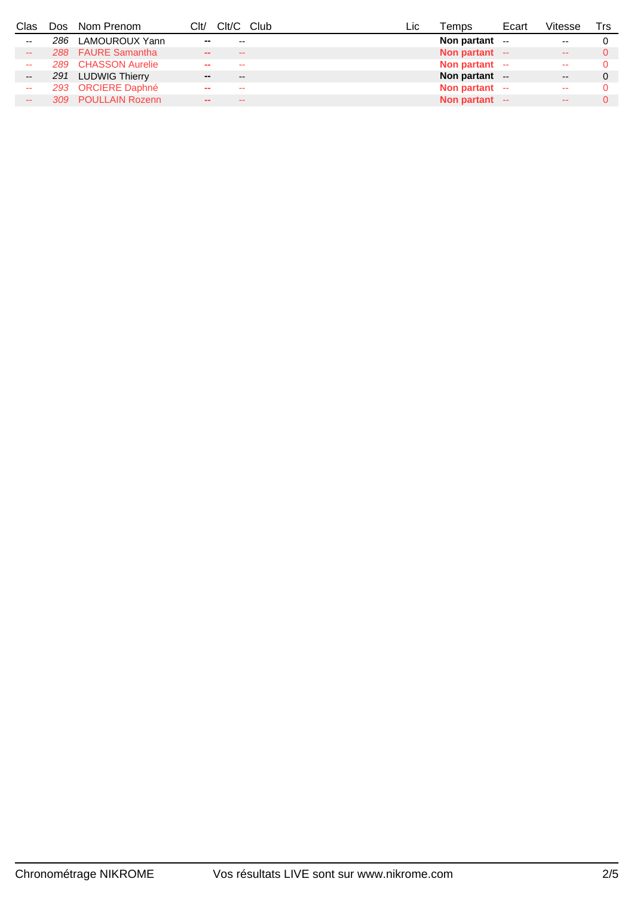| Clas | Dos | Nom Prenom | Clt/ | Clt/C | Club | Lic | Temps | Ecart | Vitesse | Trs |
|---|---|---|---|---|---|---|---|---|---|---|
| -- | *286* | LAMOUROUX Yann | -- | -- | | | **Non partant** | -- | -- | 0 |
| -- | *288* | FAURE Samantha | -- | -- | | | **Non partant** | -- | -- | 0 |
| -- | *289* | CHASSON Aurelie | -- | -- | | | **Non partant** | -- | -- | 0 |
| -- | *291* | LUDWIG Thierry | -- | -- | | | **Non partant** | -- | -- | 0 |
| -- | *293* | ORCIERE Daphné | -- | -- | | | **Non partant** | -- | -- | 0 |
| -- | *309* | POULLAIN Rozenn | -- | -- | | | **Non partant** | -- | -- | 0 |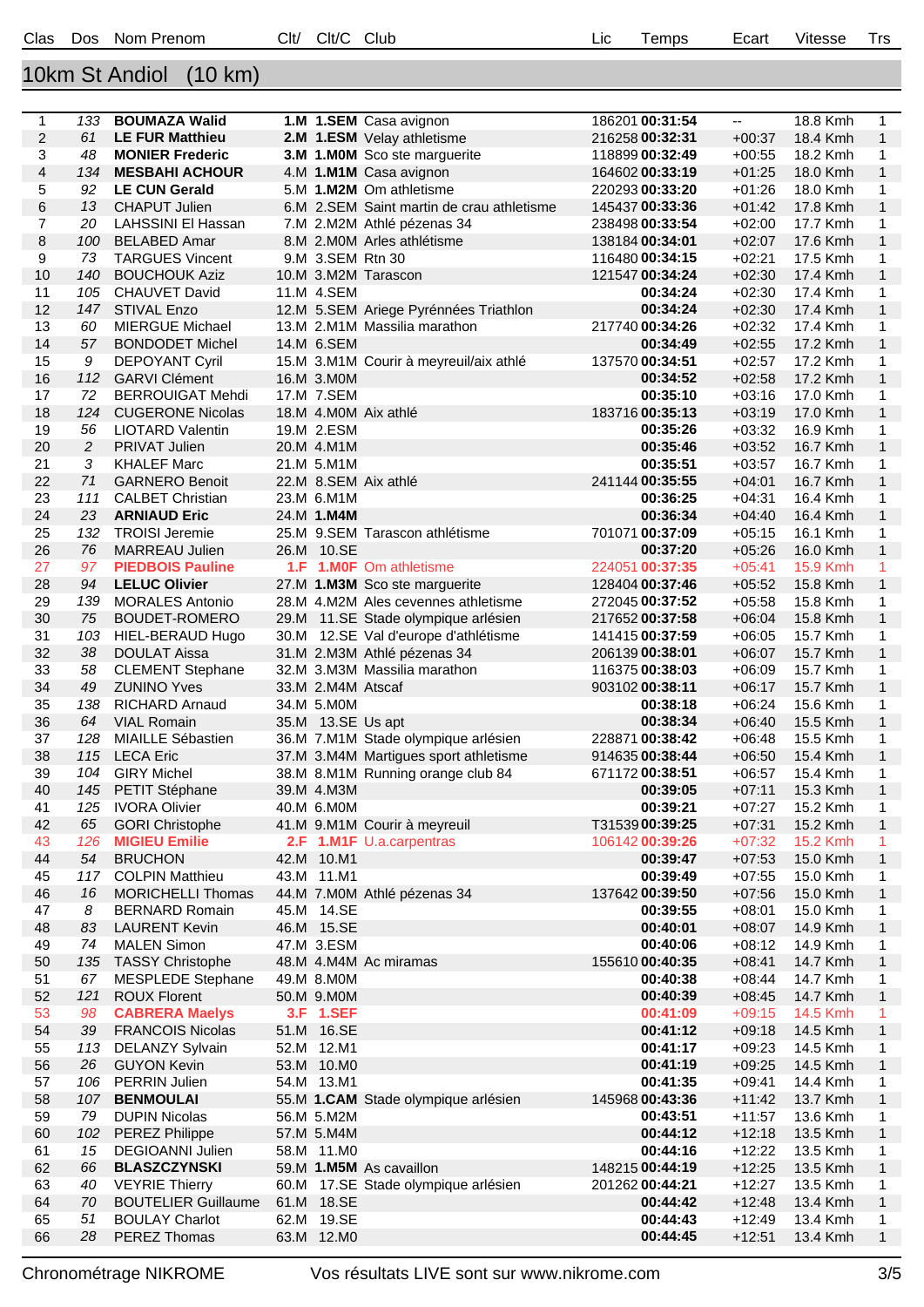## 10km St Andiol (10 km)

| Clas | Dos | Nom Prenom | Clt/ | Clt/C | Club | Lic | Temps | Ecart | Vitesse | Trs |
|---|---|---|---|---|---|---|---|---|---|---|
| 1 | 133 | **BOUMAZA Walid** | **1.M** | **1.SEM** | Casa avignon | 186201 | **00:31:54** | -- | 18.8 Kmh | 1 |
| 2 | 61 | **LE FUR Matthieu** | **2.M** | **1.ESM** | Velay athletisme | 216258 | **00:32:31** | +00:37 | 18.4 Kmh | 1 |
| 3 | 48 | **MONIER Frederic** | **3.M** | **1.M0M** | Sco ste marguerite | 118899 | **00:32:49** | +00:55 | 18.2 Kmh | 1 |
| 4 | 134 | **MESBAHI ACHOUR** | 4.M | **1.M1M** | Casa avignon | 164602 | **00:33:19** | +01:25 | 18.0 Kmh | 1 |
| 5 | 92 | **LE CUN Gerald** | 5.M | **1.M2M** | Om athletisme | 220293 | **00:33:20** | +01:26 | 18.0 Kmh | 1 |
| 6 | 13 | CHAPUT Julien | 6.M | 2.SEM | Saint martin de crau athletisme | 145437 | **00:33:36** | +01:42 | 17.8 Kmh | 1 |
| 7 | 20 | LAHSSINI El Hassan | 7.M | 2.M2M | Athlé pézenas 34 | 238498 | **00:33:54** | +02:00 | 17.7 Kmh | 1 |
| 8 | 100 | BELABED Amar | 8.M | 2.M0M | Arles athlétisme | 138184 | **00:34:01** | +02:07 | 17.6 Kmh | 1 |
| 9 | 73 | TARGUES Vincent | 9.M | 3.SEM | Rtn 30 | 116480 | **00:34:15** | +02:21 | 17.5 Kmh | 1 |
| 10 | 140 | BOUCHOUK Aziz | 10.M | 3.M2M | Tarascon | 121547 | **00:34:24** | +02:30 | 17.4 Kmh | 1 |
| 11 | 105 | CHAUVET David | 11.M | 4.SEM | | | **00:34:24** | +02:30 | 17.4 Kmh | 1 |
| 12 | 147 | STIVAL Enzo | 12.M | 5.SEM | Ariege Pyrénnées Triathlon | | **00:34:24** | +02:30 | 17.4 Kmh | 1 |
| 13 | 60 | MIERGUE Michael | 13.M | 2.M1M | Massilia marathon | 217740 | **00:34:26** | +02:32 | 17.4 Kmh | 1 |
| 14 | 57 | BONDODET Michel | 14.M | 6.SEM | | | **00:34:49** | +02:55 | 17.2 Kmh | 1 |
| 15 | 9 | DEPOYANT Cyril | 15.M | 3.M1M | Courir à meyreuil/aix athlé | 137570 | **00:34:51** | +02:57 | 17.2 Kmh | 1 |
| 16 | 112 | GARVI Clément | 16.M | 3.M0M | | | **00:34:52** | +02:58 | 17.2 Kmh | 1 |
| 17 | 72 | BERROUIGAT Mehdi | 17.M | 7.SEM | | | **00:35:10** | +03:16 | 17.0 Kmh | 1 |
| 18 | 124 | CUGERONE Nicolas | 18.M | 4.M0M | Aix athlé | 183716 | **00:35:13** | +03:19 | 17.0 Kmh | 1 |
| 19 | 56 | LIOTARD Valentin | 19.M | 2.ESM | | | **00:35:26** | +03:32 | 16.9 Kmh | 1 |
| 20 | 2 | PRIVAT Julien | 20.M | 4.M1M | | | **00:35:46** | +03:52 | 16.7 Kmh | 1 |
| 21 | 3 | KHALEF Marc | 21.M | 5.M1M | | | **00:35:51** | +03:57 | 16.7 Kmh | 1 |
| 22 | 71 | GARNERO Benoit | 22.M | 8.SEM | Aix athlé | 241144 | **00:35:55** | +04:01 | 16.7 Kmh | 1 |
| 23 | 111 | CALBET Christian | 23.M | 6.M1M | | | **00:36:25** | +04:31 | 16.4 Kmh | 1 |
| 24 | 23 | **ARNIAUD Eric** | 24.M | **1.M4M** | | | **00:36:34** | +04:40 | 16.4 Kmh | 1 |
| 25 | 132 | TROISI Jeremie | 25.M | 9.SEM | Tarascon athlétisme | 701071 | **00:37:09** | +05:15 | 16.1 Kmh | 1 |
| 26 | 76 | MARREAU Julien | 26.M | 10.SE | | | **00:37:20** | +05:26 | 16.0 Kmh | 1 |
| 27 | 97 | **PIEDBOIS Pauline** | **1.F** | **1.M0F** | Om athletisme | 224051 | **00:37:35** | +05:41 | 15.9 Kmh | 1 |
| 28 | 94 | **LELUC Olivier** | 27.M | **1.M3M** | Sco ste marguerite | 128404 | **00:37:46** | +05:52 | 15.8 Kmh | 1 |
| 29 | 139 | MORALES Antonio | 28.M | 4.M2M | Ales cevennes athletisme | 272045 | **00:37:52** | +05:58 | 15.8 Kmh | 1 |
| 30 | 75 | BOUDET-ROMERO | 29.M | 11.SE | Stade olympique arlésien | 217652 | **00:37:58** | +06:04 | 15.8 Kmh | 1 |
| 31 | 103 | HIEL-BERAUD Hugo | 30.M | 12.SE | Val d'europe d'athlétisme | 141415 | **00:37:59** | +06:05 | 15.7 Kmh | 1 |
| 32 | 38 | DOULAT Aissa | 31.M | 2.M3M | Athlé pézenas 34 | 206139 | **00:38:01** | +06:07 | 15.7 Kmh | 1 |
| 33 | 58 | CLEMENT Stephane | 32.M | 3.M3M | Massilia marathon | 116375 | **00:38:03** | +06:09 | 15.7 Kmh | 1 |
| 34 | 49 | ZUNINO Yves | 33.M | 2.M4M | Atscaf | 903102 | **00:38:11** | +06:17 | 15.7 Kmh | 1 |
| 35 | 138 | RICHARD Arnaud | 34.M | 5.M0M | | | **00:38:18** | +06:24 | 15.6 Kmh | 1 |
| 36 | 64 | VIAL Romain | 35.M | 13.SE | Us apt | | **00:38:34** | +06:40 | 15.5 Kmh | 1 |
| 37 | 128 | MIAILLE Sébastien | 36.M | 7.M1M | Stade olympique arlésien | 228871 | **00:38:42** | +06:48 | 15.5 Kmh | 1 |
| 38 | 115 | LECA Eric | 37.M | 3.M4M | Martigues sport athletisme | 914635 | **00:38:44** | +06:50 | 15.4 Kmh | 1 |
| 39 | 104 | GIRY Michel | 38.M | 8.M1M | Running orange club 84 | 671172 | **00:38:51** | +06:57 | 15.4 Kmh | 1 |
| 40 | 145 | PETIT Stéphane | 39.M | 4.M3M | | | **00:39:05** | +07:11 | 15.3 Kmh | 1 |
| 41 | 125 | IVORA Olivier | 40.M | 6.M0M | | | **00:39:21** | +07:27 | 15.2 Kmh | 1 |
| 42 | 65 | GORI Christophe | 41.M | 9.M1M | Courir à meyreuil | T31539 | **00:39:25** | +07:31 | 15.2 Kmh | 1 |
| 43 | 126 | **MIGIEU Emilie** | **2.F** | **1.M1F** | U.a.carpentras | 106142 | **00:39:26** | +07:32 | 15.2 Kmh | 1 |
| 44 | 54 | BRUCHON | 42.M | 10.M1 | | | **00:39:47** | +07:53 | 15.0 Kmh | 1 |
| 45 | 117 | COLPIN Matthieu | 43.M | 11.M1 | | | **00:39:49** | +07:55 | 15.0 Kmh | 1 |
| 46 | 16 | MORICHELLI Thomas | 44.M | 7.M0M | Athlé pézenas 34 | 137642 | **00:39:50** | +07:56 | 15.0 Kmh | 1 |
| 47 | 8 | BERNARD Romain | 45.M | 14.SE | | | **00:39:55** | +08:01 | 15.0 Kmh | 1 |
| 48 | 83 | LAURENT Kevin | 46.M | 15.SE | | | **00:40:01** | +08:07 | 14.9 Kmh | 1 |
| 49 | 74 | MALEN Simon | 47.M | 3.ESM | | | **00:40:06** | +08:12 | 14.9 Kmh | 1 |
| 50 | 135 | TASSY Christophe | 48.M | 4.M4M | Ac miramas | 155610 | **00:40:35** | +08:41 | 14.7 Kmh | 1 |
| 51 | 67 | MESPLEDE Stephane | 49.M | 8.M0M | | | **00:40:38** | +08:44 | 14.7 Kmh | 1 |
| 52 | 121 | ROUX Florent | 50.M | 9.M0M | | | **00:40:39** | +08:45 | 14.7 Kmh | 1 |
| 53 | 98 | **CABRERA Maelys** | **3.F** | **1.SEF** | | | **00:41:09** | +09:15 | 14.5 Kmh | 1 |
| 54 | 39 | FRANCOIS Nicolas | 51.M | 16.SE | | | **00:41:12** | +09:18 | 14.5 Kmh | 1 |
| 55 | 113 | DELANZY Sylvain | 52.M | 12.M1 | | | **00:41:17** | +09:23 | 14.5 Kmh | 1 |
| 56 | 26 | GUYON Kevin | 53.M | 10.M0 | | | **00:41:19** | +09:25 | 14.5 Kmh | 1 |
| 57 | 106 | PERRIN Julien | 54.M | 13.M1 | | | **00:41:35** | +09:41 | 14.4 Kmh | 1 |
| 58 | 107 | **BENMOULAI** | 55.M | **1.CAM** | Stade olympique arlésien | 145968 | **00:43:36** | +11:42 | 13.7 Kmh | 1 |
| 59 | 79 | DUPIN Nicolas | 56.M | 5.M2M | | | **00:43:51** | +11:57 | 13.6 Kmh | 1 |
| 60 | 102 | PEREZ Philippe | 57.M | 5.M4M | | | **00:44:12** | +12:18 | 13.5 Kmh | 1 |
| 61 | 15 | DEGIOANNI Julien | 58.M | 11.M0 | | | **00:44:16** | +12:22 | 13.5 Kmh | 1 |
| 62 | 66 | **BLASZCZYNSKI** | 59.M | **1.M5M** | As cavaillon | 148215 | **00:44:19** | +12:25 | 13.5 Kmh | 1 |
| 63 | 40 | VEYRIE Thierry | 60.M | 17.SE | Stade olympique arlésien | 201262 | **00:44:21** | +12:27 | 13.5 Kmh | 1 |
| 64 | 70 | BOUTELIER Guillaume | 61.M | 18.SE | | | **00:44:42** | +12:48 | 13.4 Kmh | 1 |
| 65 | 51 | BOULAY Charlot | 62.M | 19.SE | | | **00:44:43** | +12:49 | 13.4 Kmh | 1 |
| 66 | 28 | PEREZ Thomas | 63.M | 12.M0 | | | **00:44:45** | +12:51 | 13.4 Kmh | 1 |

Chronométrage NIKROME — Vos résultats LIVE sont sur www.nikrome.com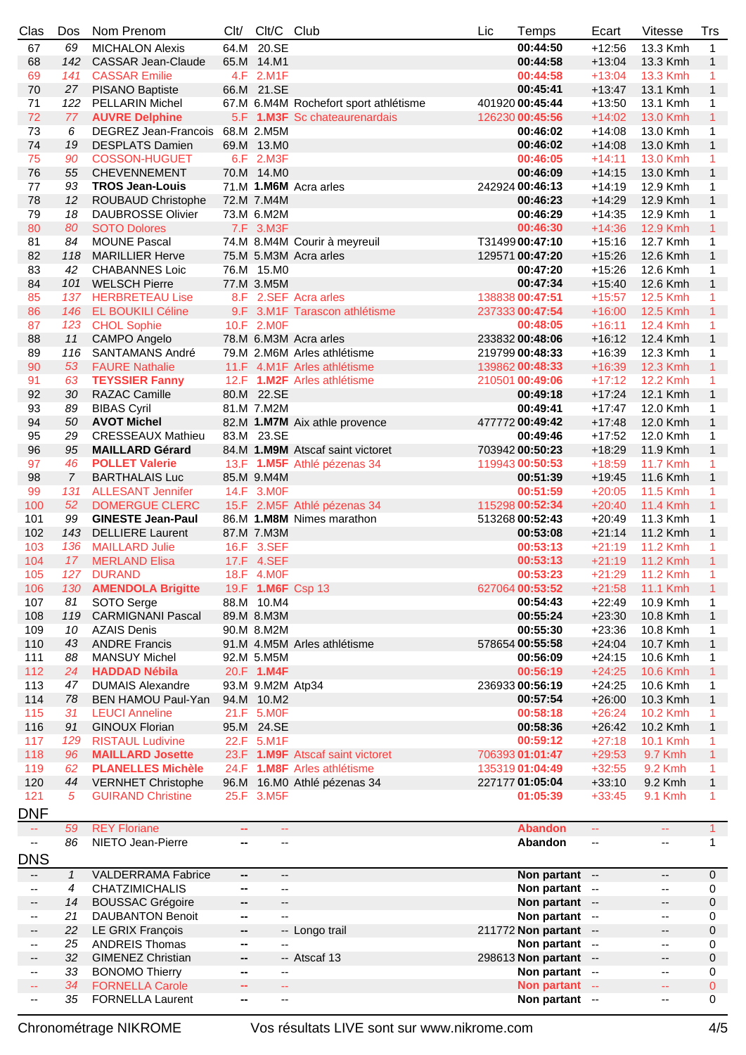| Clas | Dos | Nom Prenom | Clt/ | Clt/C | Club | Lic | Temps | Ecart | Vitesse | Trs |
|---|---|---|---|---|---|---|---|---|---|---|
| 67 | 69 | MICHALON Alexis | 64.M | 20.SE | | | **00:44:50** | +12:56 | 13.3 Kmh | 1 |
| 68 | 142 | CASSAR Jean-Claude | 65.M | 14.M1 | | | **00:44:58** | +13:04 | 13.3 Kmh | 1 |
| 69 | 141 | CASSAR Emilie | 4.F | 2.M1F | | | **00:44:58** | +13:04 | 13.3 Kmh | 1 |
| 70 | 27 | PISANO Baptiste | 66.M | 21.SE | | | **00:45:41** | +13:47 | 13.1 Kmh | 1 |
| 71 | 122 | PELLARIN Michel | 67.M | 6.M4M | Rochefort sport athlétisme | 401920 | **00:45:44** | +13:50 | 13.1 Kmh | 1 |
| 72 | 77 | **AUVRE Delphine** | 5.F | **1.M3F** | Sc chateaurenardais | 126230 | **00:45:56** | +14:02 | 13.0 Kmh | 1 |
| 73 | 6 | DEGREZ Jean-Francois | 68.M | 2.M5M | | | **00:46:02** | +14:08 | 13.0 Kmh | 1 |
| 74 | 19 | DESPLATS Damien | 69.M | 13.M0 | | | **00:46:02** | +14:08 | 13.0 Kmh | 1 |
| 75 | 90 | COSSON-HUGUET | 6.F | 2.M3F | | | **00:46:05** | +14:11 | 13.0 Kmh | 1 |
| 76 | 55 | CHEVENNEMENT | 70.M | 14.M0 | | | **00:46:09** | +14:15 | 13.0 Kmh | 1 |
| 77 | 93 | **TROS Jean-Louis** | 71.M | **1.M6M** | Acra arles | 242924 | **00:46:13** | +14:19 | 12.9 Kmh | 1 |
| 78 | 12 | ROUBAUD Christophe | 72.M | 7.M4M | | | **00:46:23** | +14:29 | 12.9 Kmh | 1 |
| 79 | 18 | DAUBROSSE Olivier | 73.M | 6.M2M | | | **00:46:29** | +14:35 | 12.9 Kmh | 1 |
| 80 | 80 | SOTO Dolores | 7.F | 3.M3F | | | **00:46:30** | +14:36 | 12.9 Kmh | 1 |
| 81 | 84 | MOUNE Pascal | 74.M | 8.M4M | Courir à meyreuil | T31499 | **00:47:10** | +15:16 | 12.7 Kmh | 1 |
| 82 | 118 | MARILLIER Herve | 75.M | 5.M3M | Acra arles | 129571 | **00:47:20** | +15:26 | 12.6 Kmh | 1 |
| 83 | 42 | CHABANNES Loic | 76.M | 15.M0 | | | **00:47:20** | +15:26 | 12.6 Kmh | 1 |
| 84 | 101 | WELSCH Pierre | 77.M | 3.M5M | | | **00:47:34** | +15:40 | 12.6 Kmh | 1 |
| 85 | 137 | HERBRETEAU Lise | 8.F | 2.SEF | Acra arles | 138838 | **00:47:51** | +15:57 | 12.5 Kmh | 1 |
| 86 | 146 | EL BOUKILI Céline | 9.F | 3.M1F | Tarascon athlétisme | 237333 | **00:47:54** | +16:00 | 12.5 Kmh | 1 |
| 87 | 123 | CHOL Sophie | 10.F | 2.M0F | | | **00:48:05** | +16:11 | 12.4 Kmh | 1 |
| 88 | 11 | CAMPO Angelo | 78.M | 6.M3M | Acra arles | 233832 | **00:48:06** | +16:12 | 12.4 Kmh | 1 |
| 89 | 116 | SANTAMANS André | 79.M | 2.M6M | Arles athlétisme | 219799 | **00:48:33** | +16:39 | 12.3 Kmh | 1 |
| 90 | 53 | FAURE Nathalie | 11.F | 4.M1F | Arles athlétisme | 139862 | **00:48:33** | +16:39 | 12.3 Kmh | 1 |
| 91 | 63 | **TEYSSIER Fanny** | 12.F | **1.M2F** | Arles athlétisme | 210501 | **00:49:06** | +17:12 | 12.2 Kmh | 1 |
| 92 | 30 | RAZAC Camille | 80.M | 22.SE | | | **00:49:18** | +17:24 | 12.1 Kmh | 1 |
| 93 | 89 | BIBAS Cyril | 81.M | 7.M2M | | | **00:49:41** | +17:47 | 12.0 Kmh | 1 |
| 94 | 50 | **AVOT Michel** | 82.M | **1.M7M** | Aix athle provence | 477772 | **00:49:42** | +17:48 | 12.0 Kmh | 1 |
| 95 | 29 | CRESSEAUX Mathieu | 83.M | 23.SE | | | **00:49:46** | +17:52 | 12.0 Kmh | 1 |
| 96 | 95 | **MAILLARD Gérard** | 84.M | **1.M9M** | Atscaf saint victoret | 703942 | **00:50:23** | +18:29 | 11.9 Kmh | 1 |
| 97 | 46 | **POLLET Valerie** | 13.F | **1.M5F** | Athlé pézenas 34 | 119943 | **00:50:53** | +18:59 | 11.7 Kmh | 1 |
| 98 | 7 | BARTHALAIS Luc | 85.M | 9.M4M | | | **00:51:39** | +19:45 | 11.6 Kmh | 1 |
| 99 | 131 | ALLESANT Jennifer | 14.F | 3.M0F | | | **00:51:59** | +20:05 | 11.5 Kmh | 1 |
| 100 | 52 | DOMERGUE CLERC | 15.F | 2.M5F | Athlé pézenas 34 | 115298 | **00:52:34** | +20:40 | 11.4 Kmh | 1 |
| 101 | 99 | **GINESTE Jean-Paul** | 86.M | **1.M8M** | Nimes marathon | 513268 | **00:52:43** | +20:49 | 11.3 Kmh | 1 |
| 102 | 143 | DELLIERE Laurent | 87.M | 7.M3M | | | **00:53:08** | +21:14 | 11.2 Kmh | 1 |
| 103 | 136 | MAILLARD Julie | 16.F | 3.SEF | | | **00:53:13** | +21:19 | 11.2 Kmh | 1 |
| 104 | 17 | MERLAND Elisa | 17.F | 4.SEF | | | **00:53:13** | +21:19 | 11.2 Kmh | 1 |
| 105 | 127 | DURAND | 18.F | 4.M0F | | | **00:53:23** | +21:29 | 11.2 Kmh | 1 |
| 106 | 130 | **AMENDOLA Brigitte** | 19.F | **1.M6F** | Csp 13 | 627064 | **00:53:52** | +21:58 | 11.1 Kmh | 1 |
| 107 | 81 | SOTO Serge | 88.M | 10.M4 | | | **00:54:43** | +22:49 | 10.9 Kmh | 1 |
| 108 | 119 | CARMIGNANI Pascal | 89.M | 8.M3M | | | **00:55:24** | +23:30 | 10.8 Kmh | 1 |
| 109 | 10 | AZAIS Denis | 90.M | 8.M2M | | | **00:55:30** | +23:36 | 10.8 Kmh | 1 |
| 110 | 43 | ANDRE Francis | 91.M | 4.M5M | Arles athlétisme | 578654 | **00:55:58** | +24:04 | 10.7 Kmh | 1 |
| 111 | 88 | MANSUY Michel | 92.M | 5.M5M | | | **00:56:09** | +24:15 | 10.6 Kmh | 1 |
| 112 | 24 | **HADDAD Nébila** | 20.F | **1.M4F** | | | **00:56:19** | +24:25 | 10.6 Kmh | 1 |
| 113 | 47 | DUMAIS Alexandre | 93.M | 9.M2M | Atp34 | 236933 | **00:56:19** | +24:25 | 10.6 Kmh | 1 |
| 114 | 78 | BEN HAMOU Paul-Yan | 94.M | 10.M2 | | | **00:57:54** | +26:00 | 10.3 Kmh | 1 |
| 115 | 31 | LEUCI Anneline | 21.F | 5.M0F | | | **00:58:18** | +26:24 | 10.2 Kmh | 1 |
| 116 | 91 | GINOUX Florian | 95.M | 24.SE | | | **00:58:36** | +26:42 | 10.2 Kmh | 1 |
| 117 | 129 | RISTAUL Ludivine | 22.F | 5.M1F | | | **00:59:12** | +27:18 | 10.1 Kmh | 1 |
| 118 | 96 | **MAILLARD Josette** | 23.F | **1.M9F** | Atscaf saint victoret | 706393 | **01:01:47** | +29:53 | 9.7 Kmh | 1 |
| 119 | 62 | **PLANELLES Michèle** | 24.F | **1.M8F** | Arles athlétisme | 135319 | **01:04:49** | +32:55 | 9.2 Kmh | 1 |
| 120 | 44 | VERNHET Christophe | 96.M | 16.M0 | Athlé pézenas 34 | 227177 | **01:05:04** | +33:10 | 9.2 Kmh | 1 |
| 121 | 5 | GUIRAND Christine | 25.F | 3.M5F | | | **01:05:39** | +33:45 | 9.1 Kmh | 1 |

## DNF

| Clas | Dos | Nom Prenom | Clt/ | Clt/C | Club | Lic | Temps | Ecart | Vitesse | Trs |
|---|---|---|---|---|---|---|---|---|---|---|
| -- | 59 | REY Floriane | -- | -- | | | **Abandon** | -- | -- | 1 |
| -- | 86 | NIETO Jean-Pierre | -- | -- | | | **Abandon** | -- | -- | 1 |

## DNS

| Clas | Dos | Nom Prenom | Clt/ | Clt/C | Club | Lic | Temps | Ecart | Vitesse | Trs |
|---|---|---|---|---|---|---|---|---|---|---|
| -- | 1 | VALDERRAMA Fabrice | -- | -- | | | **Non partant** | -- | -- | 0 |
| -- | 4 | CHATZIMICHALIS | -- | -- | | | **Non partant** | -- | -- | 0 |
| -- | 14 | BOUSSAC Grégoire | -- | -- | | | **Non partant** | -- | -- | 0 |
| -- | 21 | DAUBANTON Benoit | -- | -- | | | **Non partant** | -- | -- | 0 |
| -- | 22 | LE GRIX François | -- | -- | Longo trail | 211772 | **Non partant** | -- | -- | 0 |
| -- | 25 | ANDREIS Thomas | -- | -- | | | **Non partant** | -- | -- | 0 |
| -- | 32 | GIMENEZ Christian | -- | -- | Atscaf 13 | 298613 | **Non partant** | -- | -- | 0 |
| -- | 33 | BONOMO Thierry | -- | -- | | | **Non partant** | -- | -- | 0 |
| -- | 34 | FORNELLA Carole | -- | -- | | | **Non partant** | -- | -- | 0 |
| -- | 35 | FORNELLA Laurent | -- | -- | | | **Non partant** | -- | -- | 0 |

Chronométrage NIKROME — Vos résultats LIVE sont sur www.nikrome.com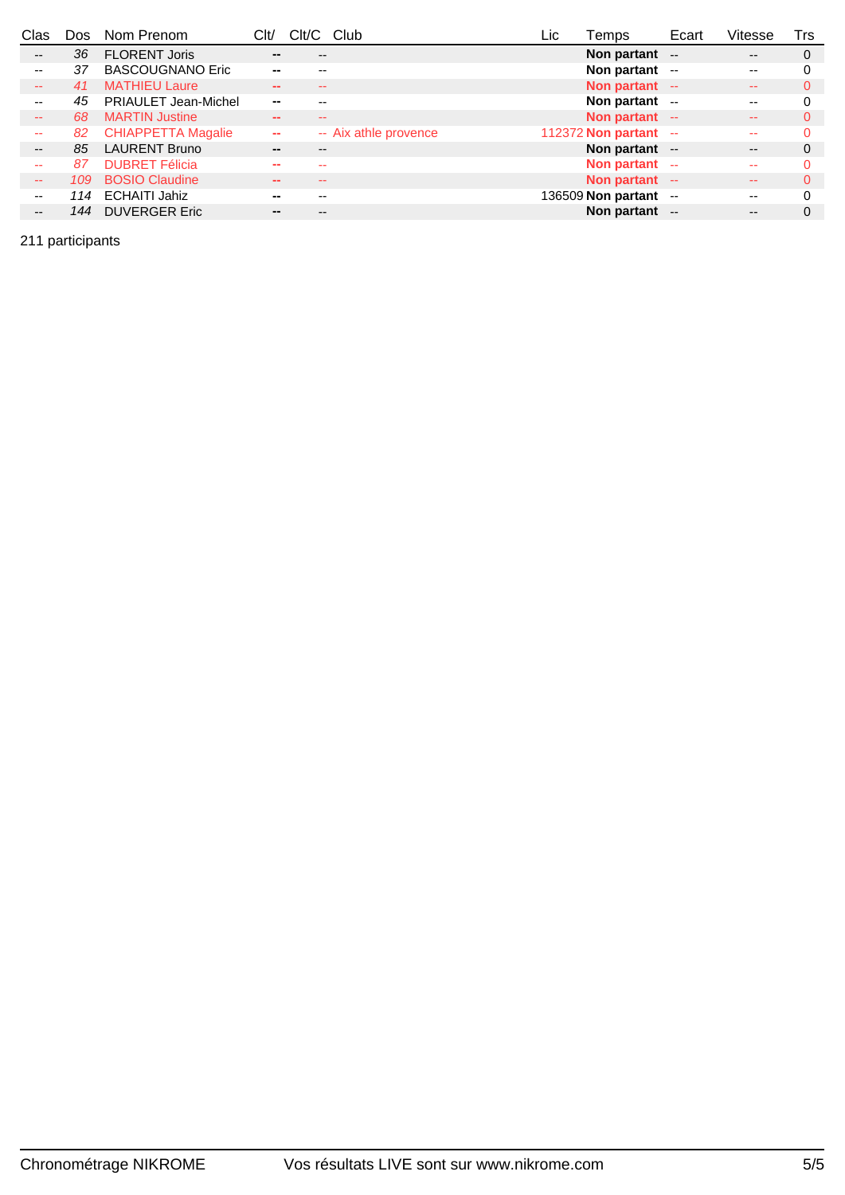| Clas | Dos | Nom Prenom | Clt/ | Clt/C | Club | Lic | Temps | Ecart | Vitesse | Trs |
|---|---|---|---|---|---|---|---|---|---|---|
| -- | 36 | FLORENT Joris | -- | -- | | | **Non partant** | -- | -- | 0 |
| -- | 37 | BASCOUGNANO Eric | -- | -- | | | **Non partant** | -- | -- | 0 |
| -- | 41 | MATHIEU Laure | -- | -- | | | **Non partant** | -- | -- | 0 |
| -- | 45 | PRIAULET Jean-Michel | -- | -- | | | **Non partant** | -- | -- | 0 |
| -- | 68 | MARTIN Justine | -- | -- | | | **Non partant** | -- | -- | 0 |
| -- | 82 | CHIAPPETTA Magalie | -- | -- | Aix athle provence | 112372 | **Non partant** | -- | -- | 0 |
| -- | 85 | LAURENT Bruno | -- | -- | | | **Non partant** | -- | -- | 0 |
| -- | 87 | DUBRET Félicia | -- | -- | | | **Non partant** | -- | -- | 0 |
| -- | 109 | BOSIO Claudine | -- | -- | | | **Non partant** | -- | -- | 0 |
| -- | 114 | ECHAITI Jahiz | -- | -- | | 136509 | **Non partant** | -- | -- | 0 |
| -- | 144 | DUVERGER Eric | -- | -- | | | **Non partant** | -- | -- | 0 |

211 participants

Chronométrage NIKROME　　Vos résultats LIVE sont sur www.nikrome.com